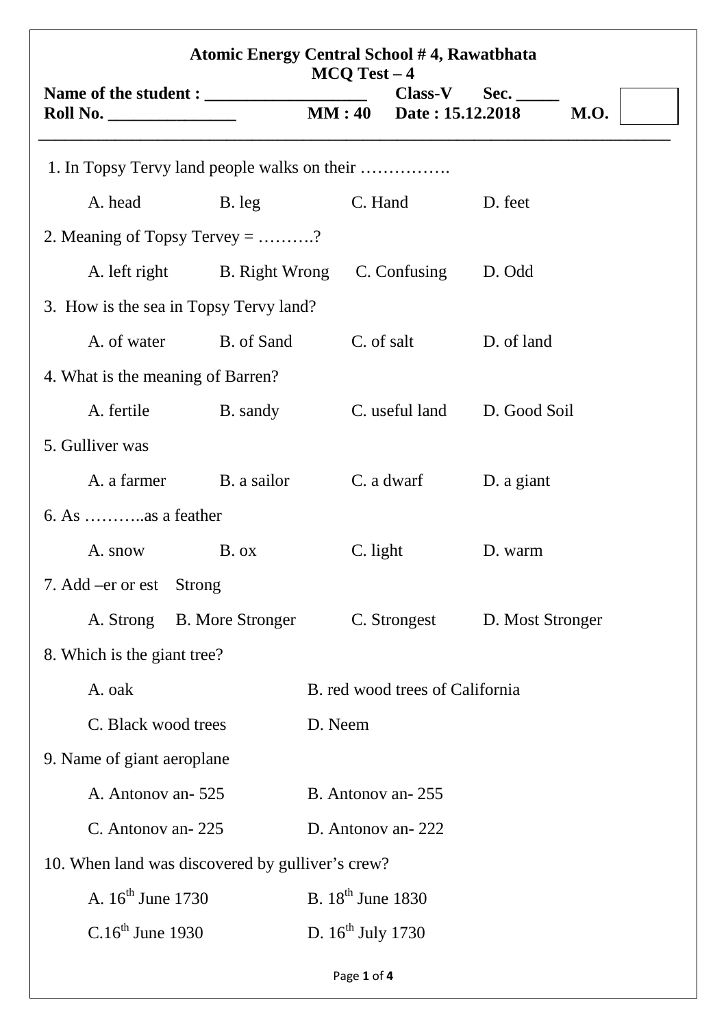**Atomic Energy Central School # 4, Rawatbhata**
**MCQ Test – 4**

**Name of the student : ___________________ Class-V Sec. _____**
**Roll No. _______________ MM : 40 Date : 15.12.2018 M.O.**

---

1. In Topsy Tervy land people walks on their …………….

   A. head B. leg C. Hand D. feet

2. Meaning of Topsy Tervey = ……….?

   A. left right B. Right Wrong C. Confusing D. Odd

3. How is the sea in Topsy Tervy land?

   A. of water B. of Sand C. of salt D. of land

4. What is the meaning of Barren?

   A. fertile B. sandy C. useful land D. Good Soil

5. Gulliver was

   A. a farmer B. a sailor C. a dwarf D. a giant

6. As ………..as a feather

   A. snow B. ox C. light D. warm

7. Add –er or est Strong

   A. Strong B. More Stronger C. Strongest D. Most Stronger

8. Which is the giant tree?

   A. oak B. red wood trees of California

   C. Black wood trees D. Neem

9. Name of giant aeroplane

   A. Antonov an- 525 B. Antonov an- 255

   C. Antonov an- 225 D. Antonov an- 222

10. When land was discovered by gulliver's crew?

    A. $16^{th}$ June 1730 B. $18^{th}$ June 1830

    C. $16^{th}$ June 1930 D. $16^{th}$ July 1730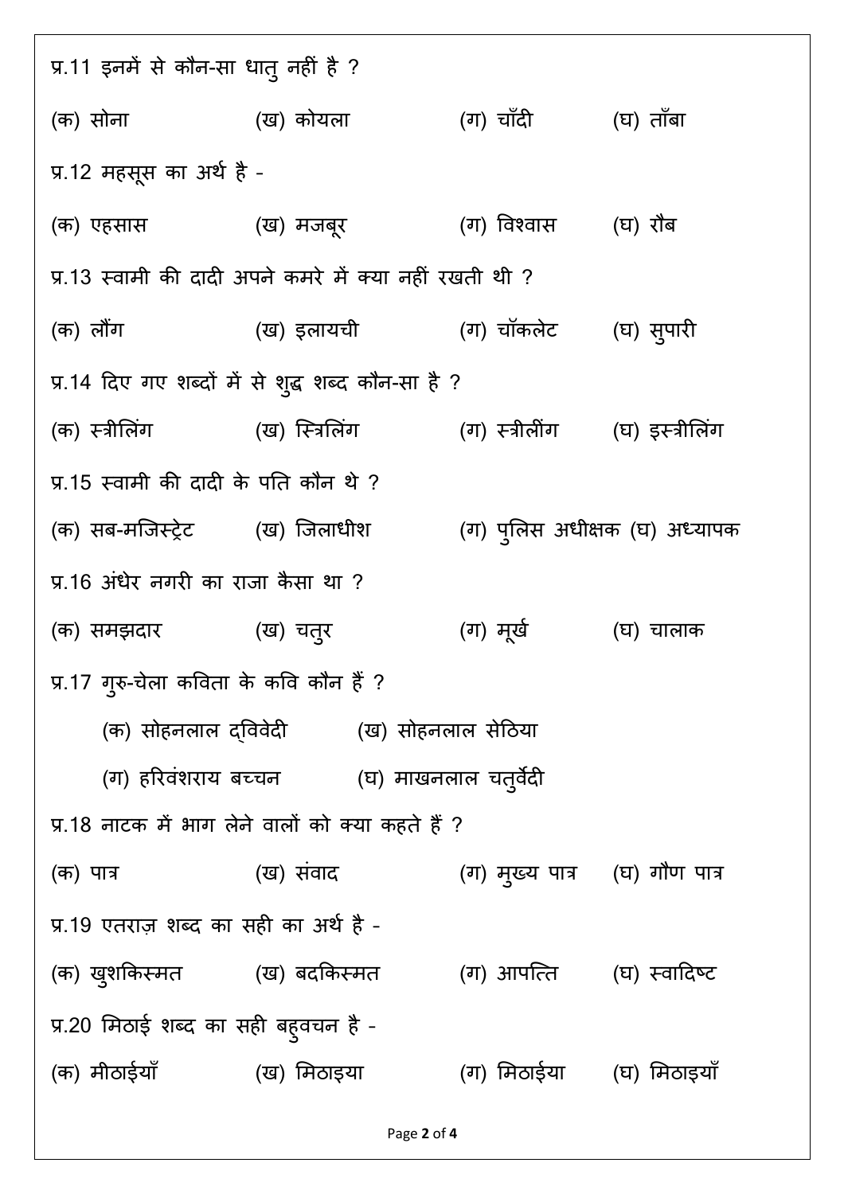प्र.11 इनमें से कौन-सा धातु नहीं है ?

(क) सोना (ख) कोयला (ग) चाँदी (घ) ताँबा

प्र.12 महसूस का अर्थ है -

(क) एहसास (ख) मजबूर (ग) विश्वास (घ) रौब

प्र.13 स्वामी की दादी अपने कमरे में क्या नहीं रखती थी ?

(क) लौंग (ख) इलायची (ग) चॉकलेट (घ) सुपारी

प्र.14 दिए गए शब्दों में से शुद्ध शब्द कौन-सा है ?

(क) स्त्रीलिंग (ख) स्त्रिलिंग (ग) स्त्रीलींग (घ) इस्त्रीलिंग

प्र.15 स्वामी की दादी के पति कौन थे ?

(क) सब-मजिस्ट्रेट (ख) जिलाधीश (ग) पुलिस अधीक्षक (घ) अध्यापक

प्र.16 अंधेर नगरी का राजा कैसा था ?

(क) समझदार (ख) चतुर (ग) मूर्ख (घ) चालाक

प्र.17 गुरु-चेला कविता के कवि कौन हैं ?

(क) सोहनलाल द्विवेदी (ख) सोहनलाल सेठिया

(ग) हरिवंशराय बच्चन (घ) माखनलाल चतुर्वेदी

प्र.18 नाटक में भाग लेने वालों को क्या कहते हैं ?

(क) पात्र (ख) संवाद (ग) मुख्य पात्र (घ) गौण पात्र

प्र.19 एतराज़ शब्द का सही का अर्थ है -

(क) खुशकिस्मत (ख) बदकिस्मत (ग) आपत्ति (घ) स्वादिष्ट

प्र.20 मिठाई शब्द का सही बहुवचन है -

(क) मीठाईयाँ (ख) मिठाइया (ग) मिठाईया (घ) मिठाइयाँ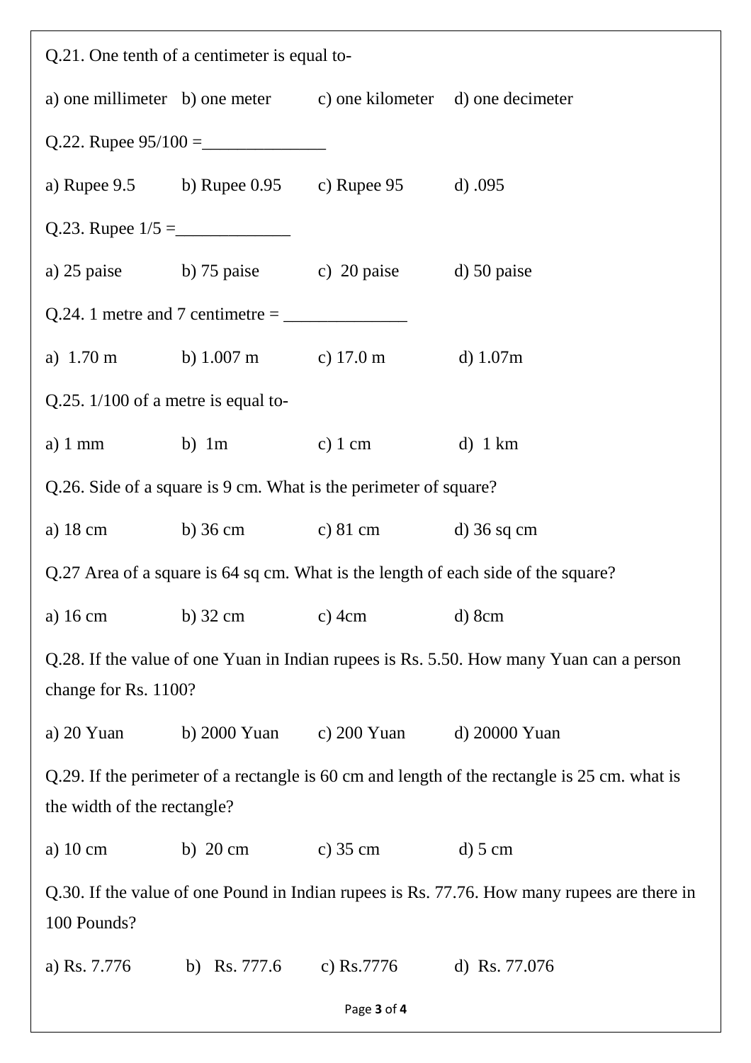Q.21. One tenth of a centimeter is equal to-

a) one millimeter  b) one meter  c) one kilometer  d) one decimeter

Q.22. Rupee 95/100 =______________

a) Rupee 9.5  b) Rupee 0.95  c) Rupee 95  d) .095

Q.23. Rupee 1/5 =_____________

a) 25 paise  b) 75 paise  c) 20 paise  d) 50 paise

Q.24. 1 metre and 7 centimetre = ______________

a) 1.70 m  b) 1.007 m  c) 17.0 m  d) 1.07m

Q.25. 1/100 of a metre is equal to-

a) 1 mm  b) 1m  c) 1 cm  d) 1 km

Q.26. Side of a square is 9 cm. What is the perimeter of square?

a) 18 cm  b) 36 cm  c) 81 cm  d) 36 sq cm

Q.27 Area of a square is 64 sq cm. What is the length of each side of the square?

a) 16 cm  b) 32 cm  c) 4cm  d) 8cm

Q.28. If the value of one Yuan in Indian rupees is Rs. 5.50. How many Yuan can a person change for Rs. 1100?

a) 20 Yuan  b) 2000 Yuan  c) 200 Yuan  d) 20000 Yuan

Q.29. If the perimeter of a rectangle is 60 cm and length of the rectangle is 25 cm. what is the width of the rectangle?

a) 10 cm  b) 20 cm  c) 35 cm  d) 5 cm

Q.30. If the value of one Pound in Indian rupees is Rs. 77.76. How many rupees are there in 100 Pounds?

a) Rs. 7.776  b) Rs. 777.6  c) Rs.7776  d) Rs. 77.076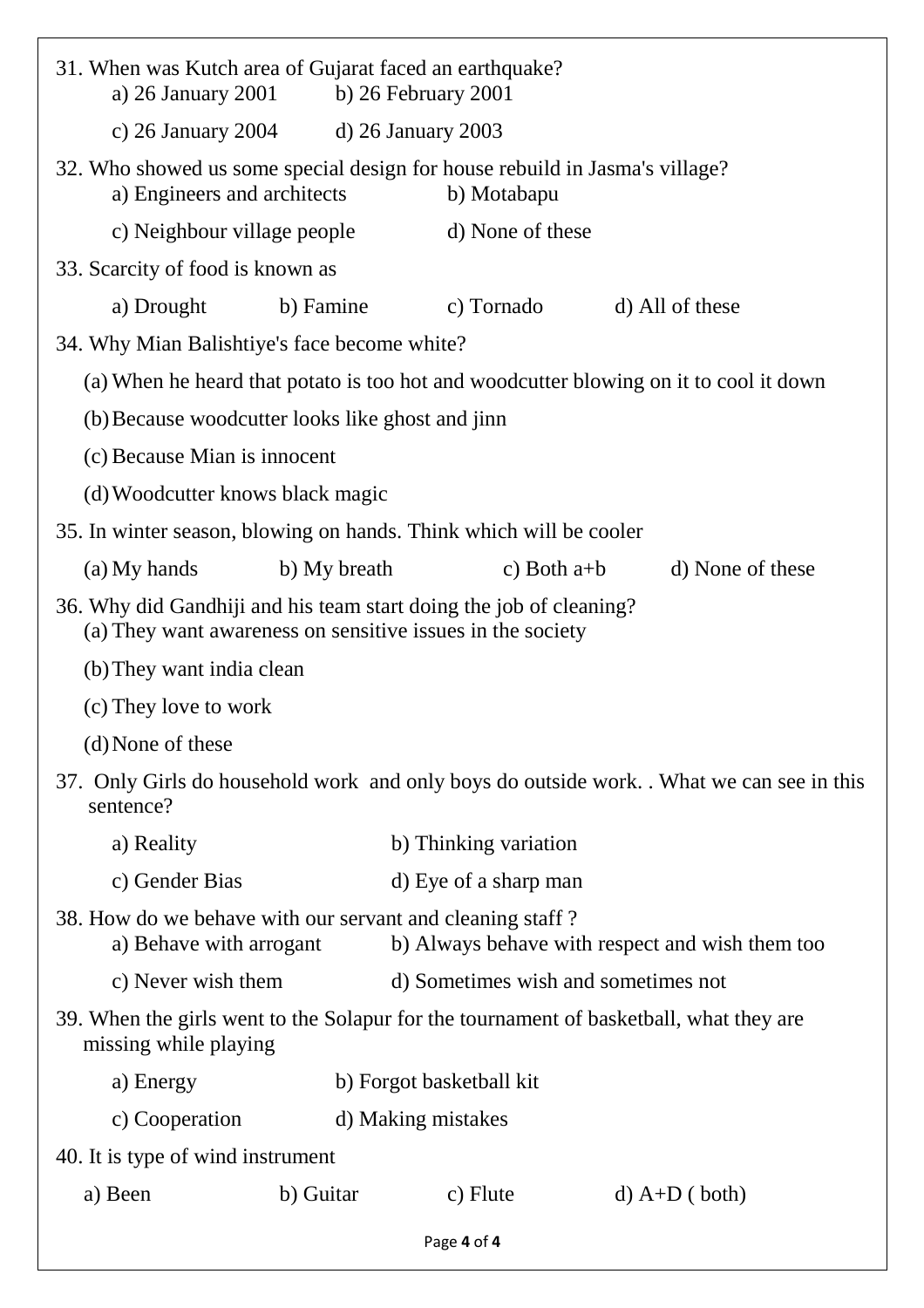31. When was Kutch area of Gujarat faced an earthquake?

   a) 26 January 2001    b) 26 February 2001

   c) 26 January 2004    d) 26 January 2003

32. Who showed us some special design for house rebuild in Jasma's village?

   a) Engineers and architects    b) Motabapu

   c) Neighbour village people    d) None of these

33. Scarcity of food is known as

   a) Drought    b) Famine    c) Tornado    d) All of these

34. Why Mian Balishtiye's face become white?

   (a) When he heard that potato is too hot and woodcutter blowing on it to cool it down

   (b) Because woodcutter looks like ghost and jinn

   (c) Because Mian is innocent

   (d) Woodcutter knows black magic

35. In winter season, blowing on hands. Think which will be cooler

   (a) My hands    b) My breath    c) Both a+b    d) None of these

36. Why did Gandhiji and his team start doing the job of cleaning?

   (a) They want awareness on sensitive issues in the society

   (b) They want india clean

   (c) They love to work

   (d) None of these

37. Only Girls do household work and only boys do outside work. . What we can see in this sentence?

   a) Reality    b) Thinking variation

   c) Gender Bias    d) Eye of a sharp man

38. How do we behave with our servant and cleaning staff ?

   a) Behave with arrogant    b) Always behave with respect and wish them too

   c) Never wish them    d) Sometimes wish and sometimes not

39. When the girls went to the Solapur for the tournament of basketball, what they are missing while playing

   a) Energy    b) Forgot basketball kit

   c) Cooperation    d) Making mistakes

40. It is type of wind instrument

   a) Been    b) Guitar    c) Flute    d) A+D ( both)